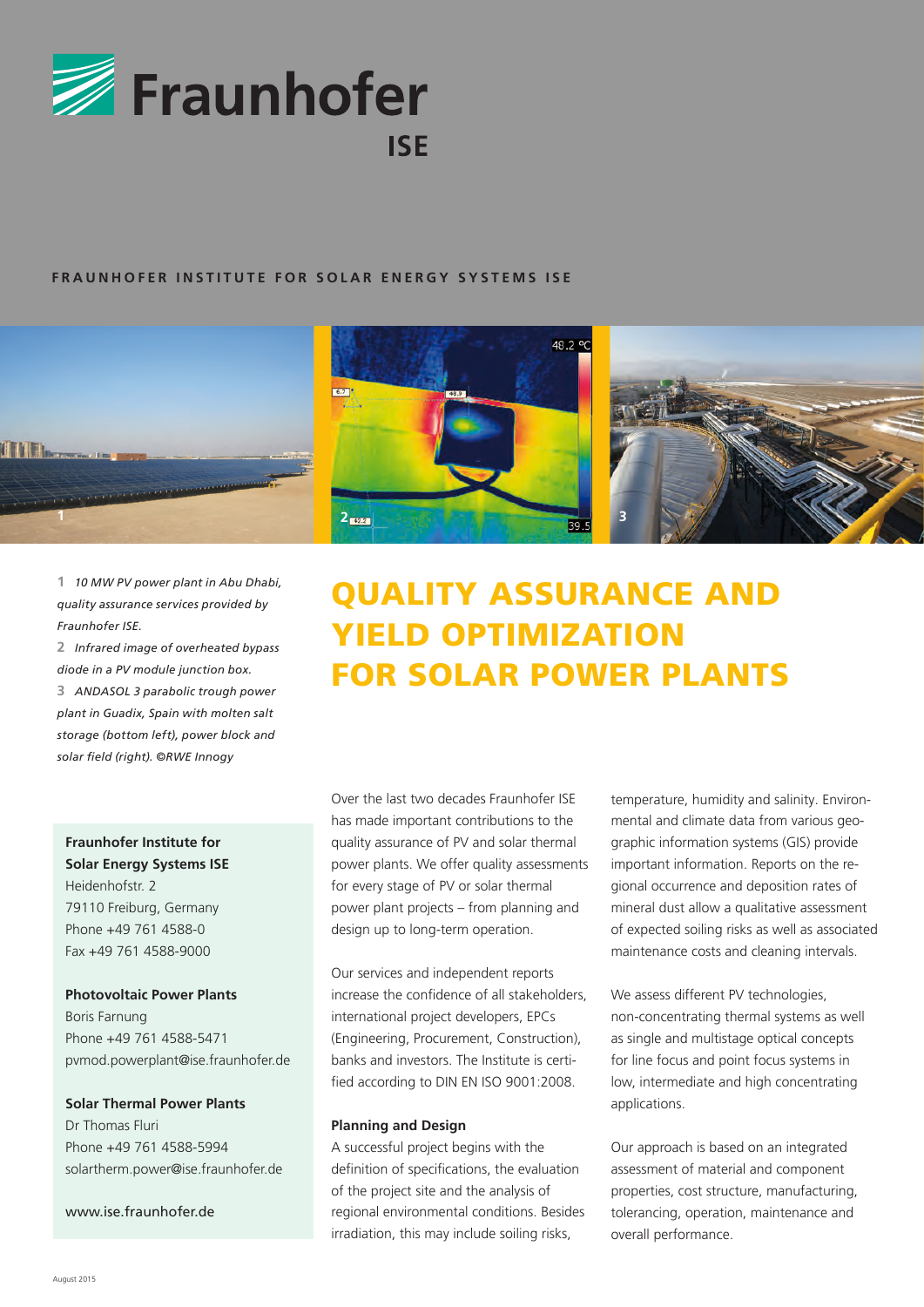# Fraunhofer ISE

FRAUNHOFER INSTITUTE FOR SOLAR ENERGY SYSTEMS ISE

1 *10 MW PV power plant in Abu Dhabi, quality assurance services provided by Fraunhofer ISE.*

2 *Infrared image of overheated bypass diode in a PV module junction box.*

3 *ANDASOL 3 parabolic trough power plant in Guadix, Spain with molten salt storage (bottom left), power block and solar field (right). ©RWE Innogy*

# QUALITY ASSURANCE AND YIELD OPTIMIZATION FOR SOLAR POWER PLANTS

**Fraunhofer Institute for Solar Energy Systems ISE**
Heidenhofstr. 2
79110 Freiburg, Germany
Phone +49 761 4588-0
Fax +49 761 4588-9000

**Photovoltaic Power Plants**
Boris Farnung
Phone +49 761 4588-5471
pvmod.powerplant@ise.fraunhofer.de

**Solar Thermal Power Plants**
Dr Thomas Fluri
Phone +49 761 4588-5994
solartherm.power@ise.fraunhofer.de

www.ise.fraunhofer.de

Over the last two decades Fraunhofer ISE has made important contributions to the quality assurance of PV and solar thermal power plants. We offer quality assessments for every stage of PV or solar thermal power plant projects – from planning and design up to long-term operation.

Our services and independent reports increase the confidence of all stakeholders, international project developers, EPCs (Engineering, Procurement, Construction), banks and investors. The Institute is certified according to DIN EN ISO 9001:2008.

**Planning and Design**

A successful project begins with the definition of specifications, the evaluation of the project site and the analysis of regional environmental conditions. Besides irradiation, this may include soiling risks, temperature, humidity and salinity. Environmental and climate data from various geographic information systems (GIS) provide important information. Reports on the regional occurrence and deposition rates of mineral dust allow a qualitative assessment of expected soiling risks as well as associated maintenance costs and cleaning intervals.

We assess different PV technologies, non-concentrating thermal systems as well as single and multistage optical concepts for line focus and point focus systems in low, intermediate and high concentrating applications.

Our approach is based on an integrated assessment of material and component properties, cost structure, manufacturing, tolerancing, operation, maintenance and overall performance.

August 2015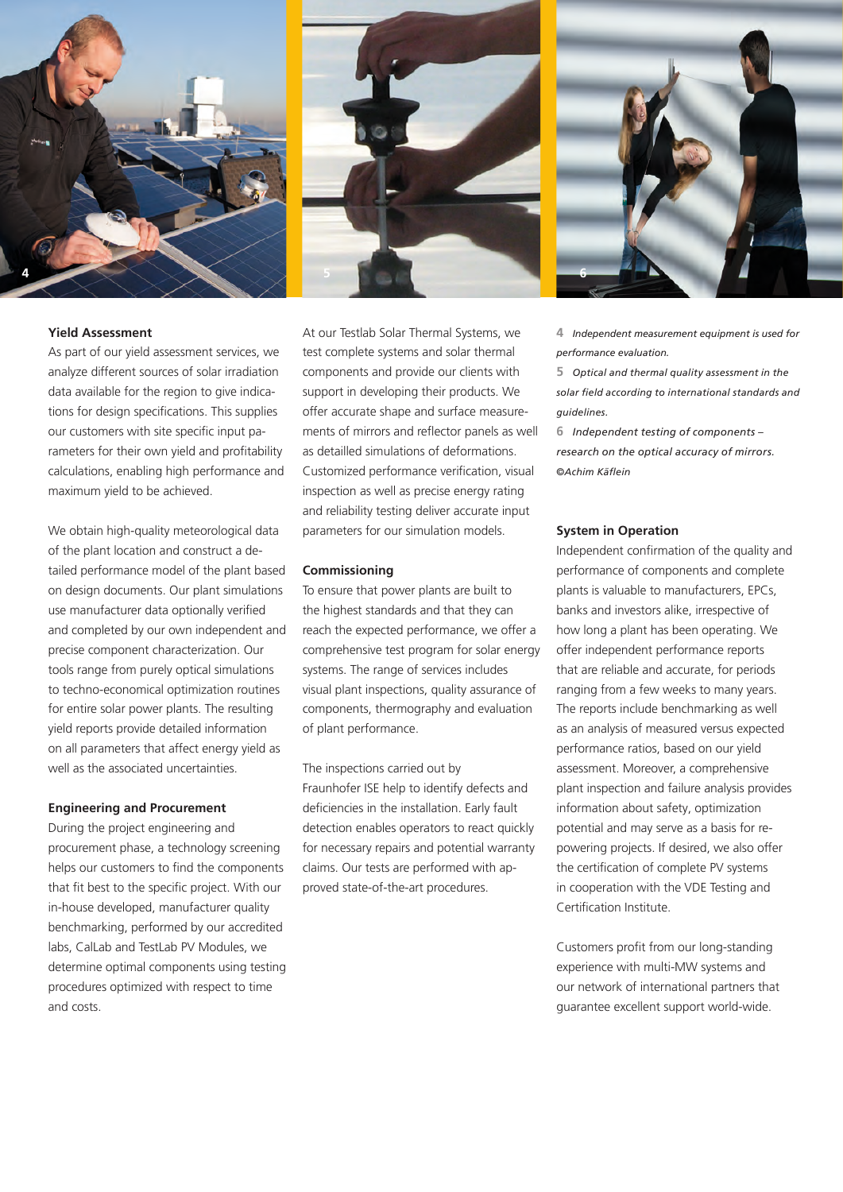### Yield Assessment

As part of our yield assessment services, we analyze different sources of solar irradiation data available for the region to give indications for design specifications. This supplies our customers with site specific input parameters for their own yield and profitability calculations, enabling high performance and maximum yield to be achieved.

We obtain high-quality meteorological data of the plant location and construct a detailed performance model of the plant based on design documents. Our plant simulations use manufacturer data optionally verified and completed by our own independent and precise component characterization. Our tools range from purely optical simulations to techno-economical optimization routines for entire solar power plants. The resulting yield reports provide detailed information on all parameters that affect energy yield as well as the associated uncertainties.

### Engineering and Procurement

During the project engineering and procurement phase, a technology screening helps our customers to find the components that fit best to the specific project. With our in-house developed, manufacturer quality benchmarking, performed by our accredited labs, CalLab and TestLab PV Modules, we determine optimal components using testing procedures optimized with respect to time and costs.

At our Testlab Solar Thermal Systems, we test complete systems and solar thermal components and provide our clients with support in developing their products. We offer accurate shape and surface measurements of mirrors and reflector panels as well as detailled simulations of deformations. Customized performance verification, visual inspection as well as precise energy rating and reliability testing deliver accurate input parameters for our simulation models.

### Commissioning

To ensure that power plants are built to the highest standards and that they can reach the expected performance, we offer a comprehensive test program for solar energy systems. The range of services includes visual plant inspections, quality assurance of components, thermography and evaluation of plant performance.

The inspections carried out by Fraunhofer ISE help to identify defects and deficiencies in the installation. Early fault detection enables operators to react quickly for necessary repairs and potential warranty claims. Our tests are performed with approved state-of-the-art procedures.

**4** *Independent measurement equipment is used for performance evaluation.*

**5** *Optical and thermal quality assessment in the solar field according to international standards and guidelines.*

**6** *Independent testing of components – research on the optical accuracy of mirrors. ©Achim Käflein*

### System in Operation

Independent confirmation of the quality and performance of components and complete plants is valuable to manufacturers, EPCs, banks and investors alike, irrespective of how long a plant has been operating. We offer independent performance reports that are reliable and accurate, for periods ranging from a few weeks to many years. The reports include benchmarking as well as an analysis of measured versus expected performance ratios, based on our yield assessment. Moreover, a comprehensive plant inspection and failure analysis provides information about safety, optimization potential and may serve as a basis for repowering projects. If desired, we also offer the certification of complete PV systems in cooperation with the VDE Testing and Certification Institute.

Customers profit from our long-standing experience with multi-MW systems and our network of international partners that guarantee excellent support world-wide.